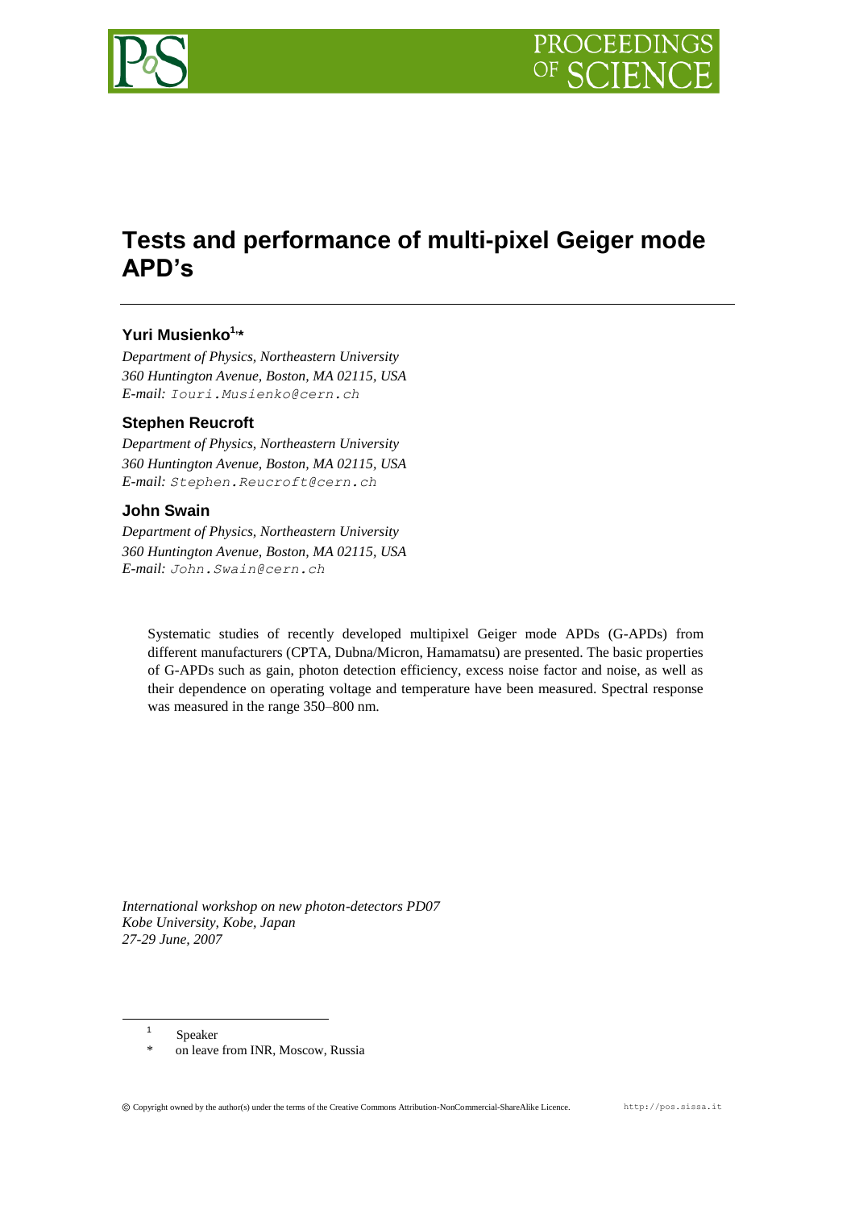# Tests and performance of multi-pixel Geiger mode APD's

**Yuri Musienko**[1,*]

*Department of Physics, Northeastern University*
*360 Huntington Avenue, Boston, MA 02115, USA*
*E-mail:* Iouri.Musienko@cern.ch

**Stephen Reucroft**

*Department of Physics, Northeastern University*
*360 Huntington Avenue, Boston, MA 02115, USA*
*E-mail:* Stephen.Reucroft@cern.ch

**John Swain**

*Department of Physics, Northeastern University*
*360 Huntington Avenue, Boston, MA 02115, USA*
*E-mail:* John.Swain@cern.ch

Systematic studies of recently developed multipixel Geiger mode APDs (G-APDs) from different manufacturers (CPTA, Dubna/Micron, Hamamatsu) are presented. The basic properties of G-APDs such as gain, photon detection efficiency, excess noise factor and noise, as well as their dependence on operating voltage and temperature have been measured. Spectral response was measured in the range 350–800 nm.

*International workshop on new photon-detectors PD07*
*Kobe University, Kobe, Japan*
*27-29 June, 2007*

[1] Speaker

[*] on leave from INR, Moscow, Russia

© Copyright owned by the author(s) under the terms of the Creative Commons Attribution-NonCommercial-ShareAlike Licence. http://pos.sissa.it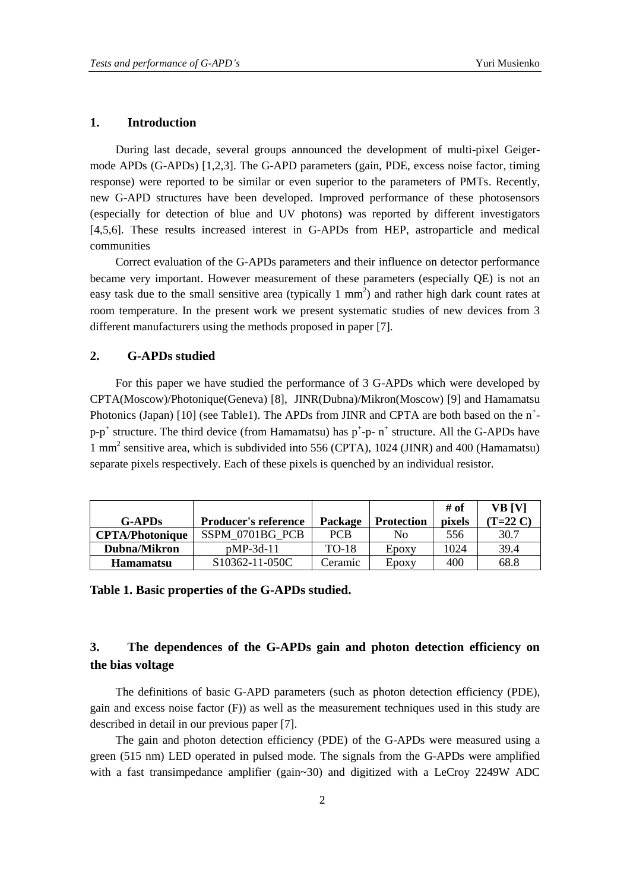## 1. Introduction

During last decade, several groups announced the development of multi-pixel Geiger-mode APDs (G-APDs) [1,2,3]. The G-APD parameters (gain, PDE, excess noise factor, timing response) were reported to be similar or even superior to the parameters of PMTs. Recently, new G-APD structures have been developed. Improved performance of these photosensors (especially for detection of blue and UV photons) was reported by different investigators [4,5,6]. These results increased interest in G-APDs from HEP, astroparticle and medical communities

Correct evaluation of the G-APDs parameters and their influence on detector performance became very important. However measurement of these parameters (especially QE) is not an easy task due to the small sensitive area (typically 1 mm$^2$) and rather high dark count rates at room temperature. In the present work we present systematic studies of new devices from 3 different manufacturers using the methods proposed in paper [7].

## 2. G-APDs studied

For this paper we have studied the performance of 3 G-APDs which were developed by CPTA(Moscow)/Photonique(Geneva) [8], JINR(Dubna)/Mikron(Moscow) [9] and Hamamatsu Photonics (Japan) [10] (see Table1). The APDs from JINR and CPTA are both based on the $n^+$-$p$-$p^+$ structure. The third device (from Hamamatsu) has $p^+$-$p$- $n^+$ structure. All the G-APDs have 1 mm$^2$ sensitive area, which is subdivided into 556 (CPTA), 1024 (JINR) and 400 (Hamamatsu) separate pixels respectively. Each of these pixels is quenched by an individual resistor.

| G-APDs | Producer's reference | Package | Protection | # of pixels | VB [V] (T=22 C) |
|---|---|---|---|---|---|
| **CPTA/Photonique** | SSPM_0701BG_PCB | PCB | No | 556 | 30.7 |
| **Dubna/Mikron** | pMP-3d-11 | TO-18 | Epoxy | 1024 | 39.4 |
| **Hamamatsu** | S10362-11-050C | Ceramic | Epoxy | 400 | 68.8 |

**Table 1. Basic properties of the G-APDs studied.**

## 3. The dependences of the G-APDs gain and photon detection efficiency on the bias voltage

The definitions of basic G-APD parameters (such as photon detection efficiency (PDE), gain and excess noise factor (F)) as well as the measurement techniques used in this study are described in detail in our previous paper [7].

The gain and photon detection efficiency (PDE) of the G-APDs were measured using a green (515 nm) LED operated in pulsed mode. The signals from the G-APDs were amplified with a fast transimpedance amplifier (gain~30) and digitized with a LeCroy 2249W ADC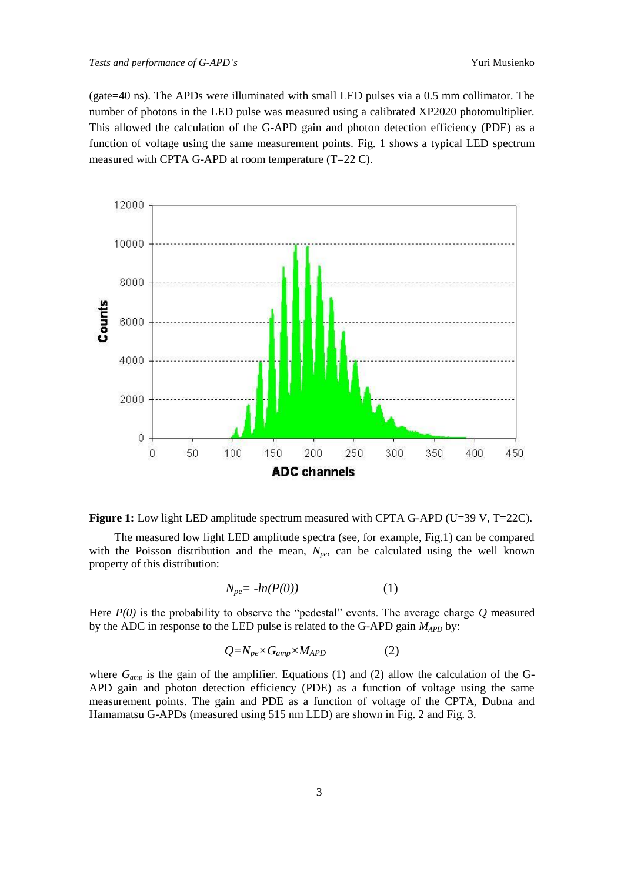(gate=40 ns). The APDs were illuminated with small LED pulses via a 0.5 mm collimator. The number of photons in the LED pulse was measured using a calibrated XP2020 photomultiplier. This allowed the calculation of the G-APD gain and photon detection efficiency (PDE) as a function of voltage using the same measurement points. Fig. 1 shows a typical LED spectrum measured with CPTA G-APD at room temperature (T=22 C).

**Figure 1:** Low light LED amplitude spectrum measured with CPTA G-APD (U=39 V, T=22C).

The measured low light LED amplitude spectra (see, for example, Fig.1) can be compared with the Poisson distribution and the mean, $N_{pe}$, can be calculated using the well known property of this distribution:

$$N_{pe} = -ln(P(0)) \qquad (1)$$

Here $P(0)$ is the probability to observe the "pedestal" events. The average charge $Q$ measured by the ADC in response to the LED pulse is related to the G-APD gain $M_{APD}$ by:

$$Q = N_{pe} \times G_{amp} \times M_{APD} \qquad (2)$$

where $G_{amp}$ is the gain of the amplifier. Equations (1) and (2) allow the calculation of the G-APD gain and photon detection efficiency (PDE) as a function of voltage using the same measurement points. The gain and PDE as a function of voltage of the CPTA, Dubna and Hamamatsu G-APDs (measured using 515 nm LED) are shown in Fig. 2 and Fig. 3.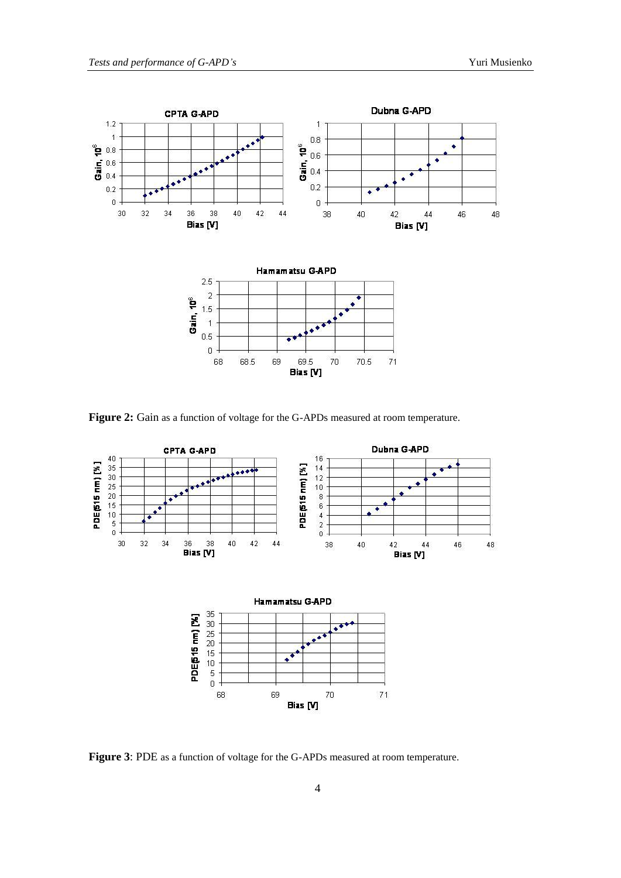**Figure 2:** Gain as a function of voltage for the G-APDs measured at room temperature.

**Figure 3**: PDE as a function of voltage for the G-APDs measured at room temperature.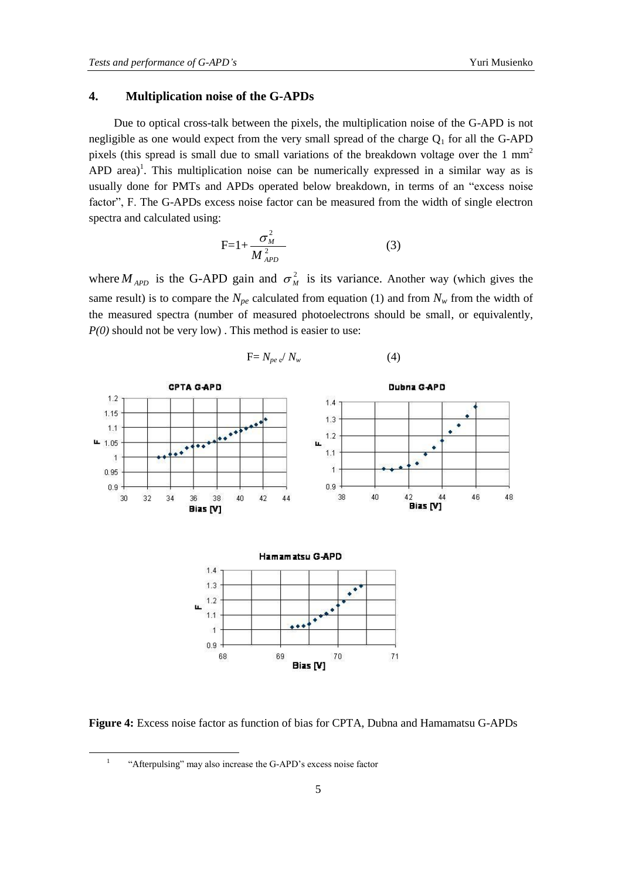## 4. Multiplication noise of the G-APDs

Due to optical cross-talk between the pixels, the multiplication noise of the G-APD is not negligible as one would expect from the very small spread of the charge $Q_1$ for all the G-APD pixels (this spread is small due to small variations of the breakdown voltage over the 1 $mm^2$ APD area)[1]. This multiplication noise can be numerically expressed in a similar way as is usually done for PMTs and APDs operated below breakdown, in terms of an "excess noise factor", F. The G-APDs excess noise factor can be measured from the width of single electron spectra and calculated using:

$$F=1+\frac{\sigma_M^2}{M_{APD}^2} \qquad (3)$$

where $M_{APD}$ is the G-APD gain and $\sigma_M^2$ is its variance. Another way (which gives the same result) is to compare the $N_{pe}$ calculated from equation (1) and from $N_w$ from the width of the measured spectra (number of measured photoelectrons should be small, or equivalently, $P(0)$ should not be very low) . This method is easier to use:

$$F= N_{pe\,e}/ N_w \qquad (4)$$

**Figure 4:** Excess noise factor as function of bias for CPTA, Dubna and Hamamatsu G-APDs

[1] "Afterpulsing" may also increase the G-APD's excess noise factor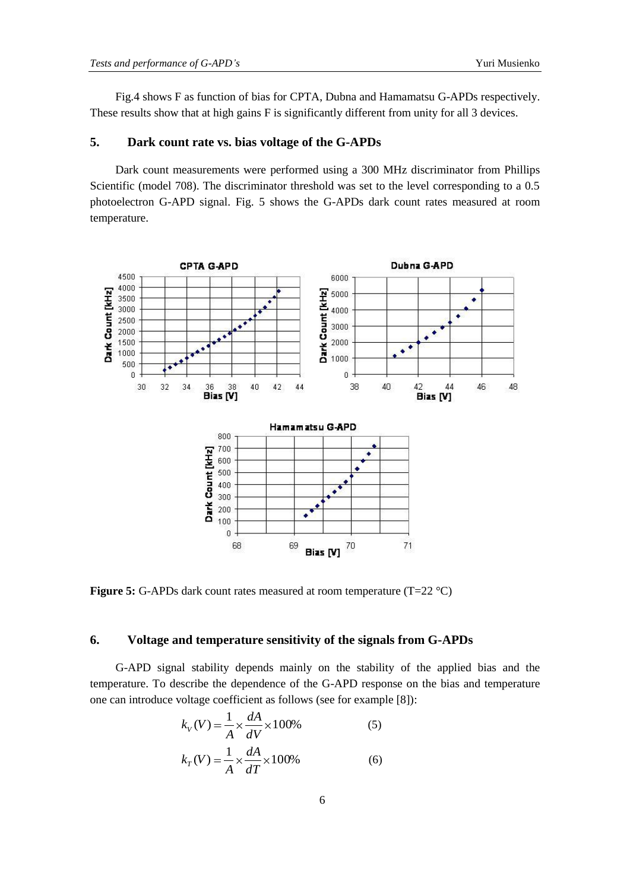Fig.4 shows F as function of bias for CPTA, Dubna and Hamamatsu G-APDs respectively. These results show that at high gains F is significantly different from unity for all 3 devices.

## 5. Dark count rate vs. bias voltage of the G-APDs

Dark count measurements were performed using a 300 MHz discriminator from Phillips Scientific (model 708). The discriminator threshold was set to the level corresponding to a 0.5 photoelectron G-APD signal. Fig. 5 shows the G-APDs dark count rates measured at room temperature.

**Figure 5:** G-APDs dark count rates measured at room temperature (T=22 °C)

## 6. Voltage and temperature sensitivity of the signals from G-APDs

G-APD signal stability depends mainly on the stability of the applied bias and the temperature. To describe the dependence of the G-APD response on the bias and temperature one can introduce voltage coefficient as follows (see for example [8]):

$$k_V(V) = \frac{1}{A} \times \frac{dA}{dV} \times 100\% \qquad (5)$$

$$k_T(V) = \frac{1}{A} \times \frac{dA}{dT} \times 100\% \qquad (6)$$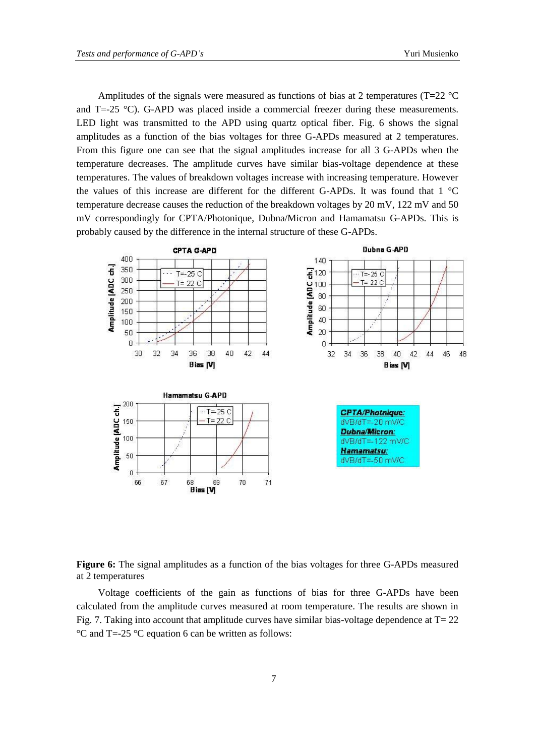Amplitudes of the signals were measured as functions of bias at 2 temperatures (T=22 °C and T=-25 °C). G-APD was placed inside a commercial freezer during these measurements. LED light was transmitted to the APD using quartz optical fiber. Fig. 6 shows the signal amplitudes as a function of the bias voltages for three G-APDs measured at 2 temperatures. From this figure one can see that the signal amplitudes increase for all 3 G-APDs when the temperature decreases. The amplitude curves have similar bias-voltage dependence at these temperatures. The values of breakdown voltages increase with increasing temperature. However the values of this increase are different for the different G-APDs. It was found that 1 °C temperature decrease causes the reduction of the breakdown voltages by 20 mV, 122 mV and 50 mV correspondingly for CPTA/Photonique, Dubna/Micron and Hamamatsu G-APDs. This is probably caused by the difference in the internal structure of these G-APDs.

**Figure 6:** The signal amplitudes as a function of the bias voltages for three G-APDs measured at 2 temperatures

Voltage coefficients of the gain as functions of bias for three G-APDs have been calculated from the amplitude curves measured at room temperature. The results are shown in Fig. 7. Taking into account that amplitude curves have similar bias-voltage dependence at T= 22 °C and T=-25 °C equation 6 can be written as follows: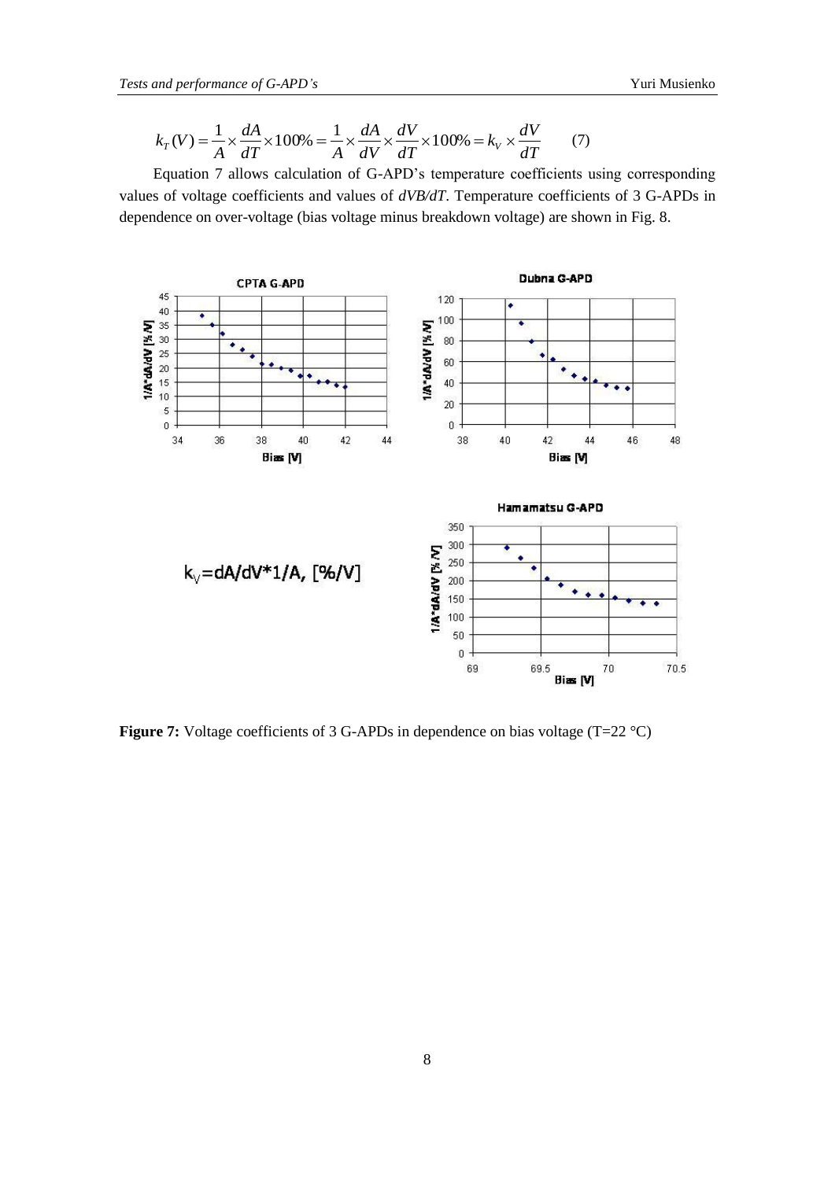$$k_T(V) = \frac{1}{A} \times \frac{dA}{dT} \times 100\% = \frac{1}{A} \times \frac{dA}{dV} \times \frac{dV}{dT} \times 100\% = k_V \times \frac{dV}{dT} \qquad (7)$$

Equation 7 allows calculation of G-APD's temperature coefficients using corresponding values of voltage coefficients and values of *dVB/dT*. Temperature coefficients of 3 G-APDs in dependence on over-voltage (bias voltage minus breakdown voltage) are shown in Fig. 8.

$k_V$=dA/dV*1/A, [%/V]

**Figure 7:** Voltage coefficients of 3 G-APDs in dependence on bias voltage (T=22 °C)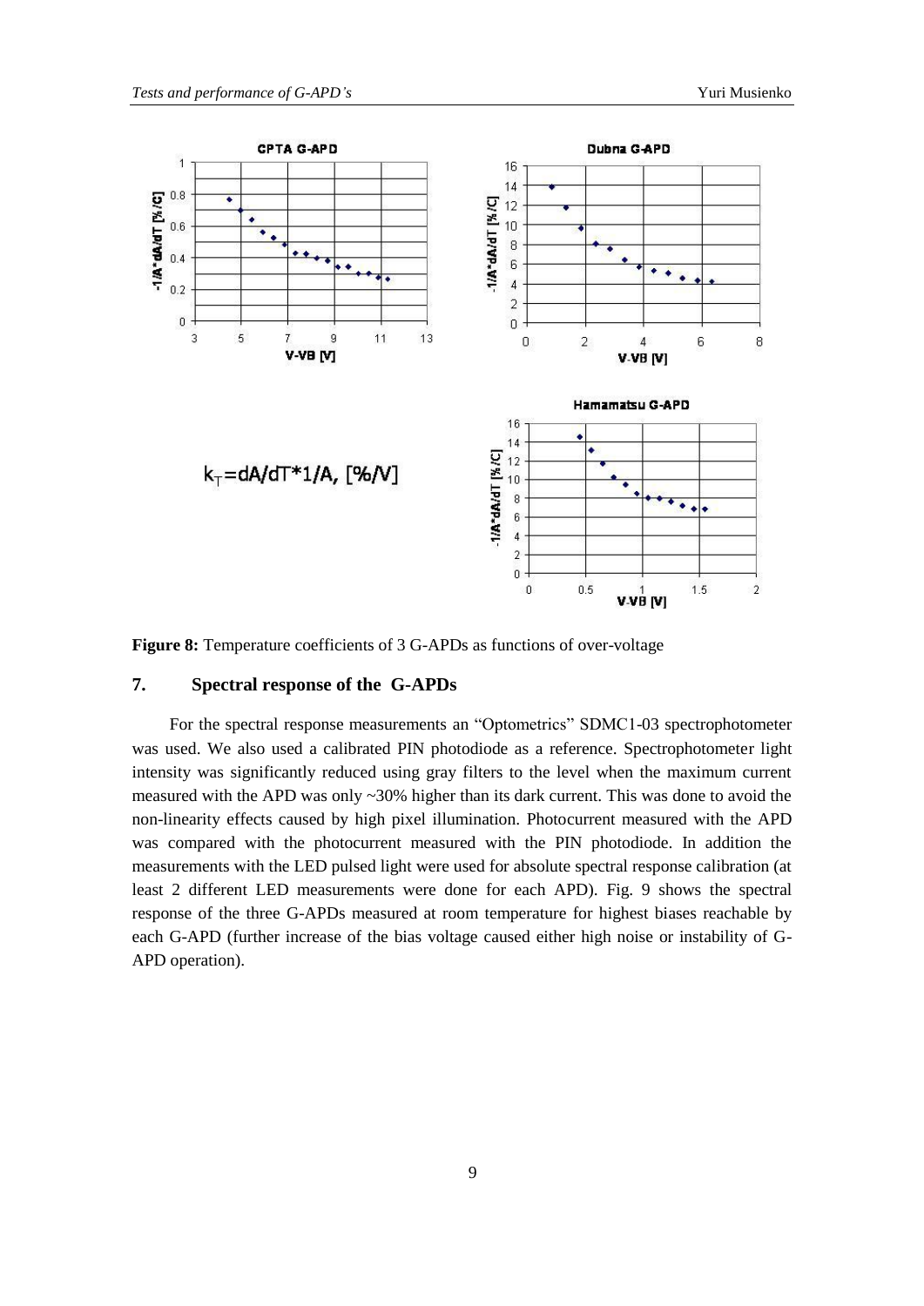$k_T = dA/dT*1/A$, [%/V]

**Figure 8:** Temperature coefficients of 3 G-APDs as functions of over-voltage

## 7. Spectral response of the G-APDs

For the spectral response measurements an "Optometrics" SDMC1-03 spectrophotometer was used. We also used a calibrated PIN photodiode as a reference. Spectrophotometer light intensity was significantly reduced using gray filters to the level when the maximum current measured with the APD was only ~30% higher than its dark current. This was done to avoid the non-linearity effects caused by high pixel illumination. Photocurrent measured with the APD was compared with the photocurrent measured with the PIN photodiode. In addition the measurements with the LED pulsed light were used for absolute spectral response calibration (at least 2 different LED measurements were done for each APD). Fig. 9 shows the spectral response of the three G-APDs measured at room temperature for highest biases reachable by each G-APD (further increase of the bias voltage caused either high noise or instability of G-APD operation).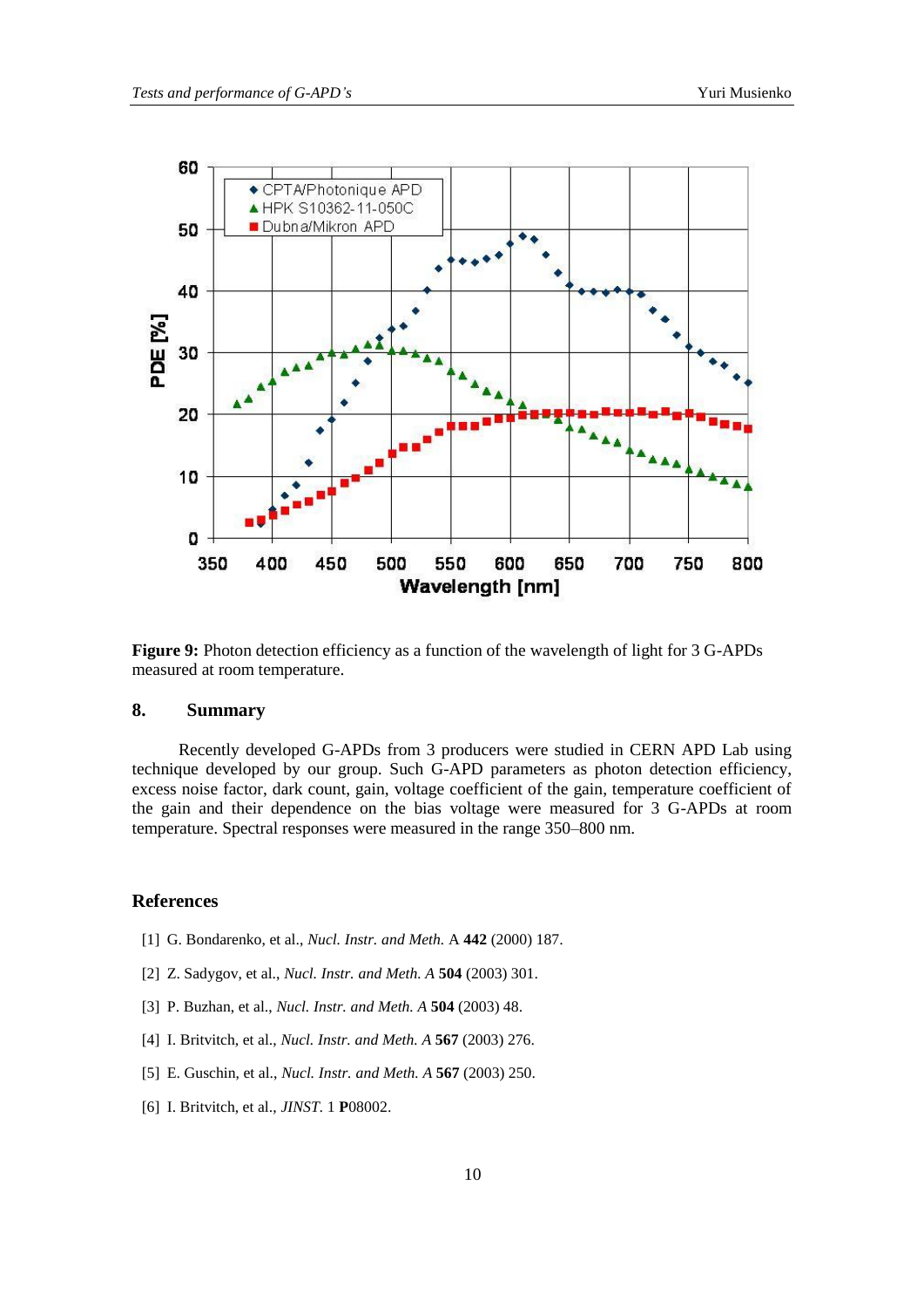**Figure 9:** Photon detection efficiency as a function of the wavelength of light for 3 G-APDs measured at room temperature.

## 8. Summary

Recently developed G-APDs from 3 producers were studied in CERN APD Lab using technique developed by our group. Such G-APD parameters as photon detection efficiency, excess noise factor, dark count, gain, voltage coefficient of the gain, temperature coefficient of the gain and their dependence on the bias voltage were measured for 3 G-APDs at room temperature. Spectral responses were measured in the range 350–800 nm.

## References

[1] G. Bondarenko, et al., *Nucl. Instr. and Meth.* A **442** (2000) 187.

[2] Z. Sadygov, et al., *Nucl. Instr. and Meth. A* **504** (2003) 301.

[3] P. Buzhan, et al., *Nucl. Instr. and Meth. A* **504** (2003) 48.

[4] I. Britvitch, et al., *Nucl. Instr. and Meth. A* **567** (2003) 276.

[5] E. Guschin, et al., *Nucl. Instr. and Meth. A* **567** (2003) 250.

[6] I. Britvitch, et al., *JINST.* 1 **P**08002.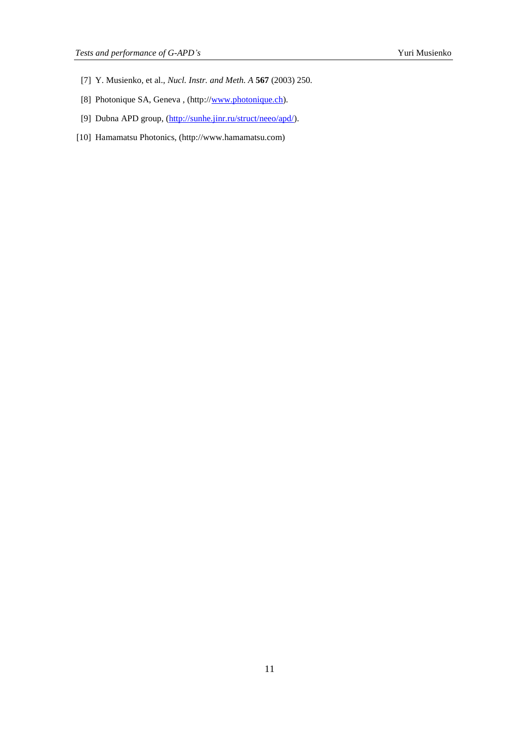[7] Y. Musienko, et al., *Nucl. Instr. and Meth. A* **567** (2003) 250.

[8] Photonique SA, Geneva , (http://www.photonique.ch).

[9] Dubna APD group, (http://sunhe.jinr.ru/struct/neeo/apd/).

[10] Hamamatsu Photonics, (http://www.hamamatsu.com)